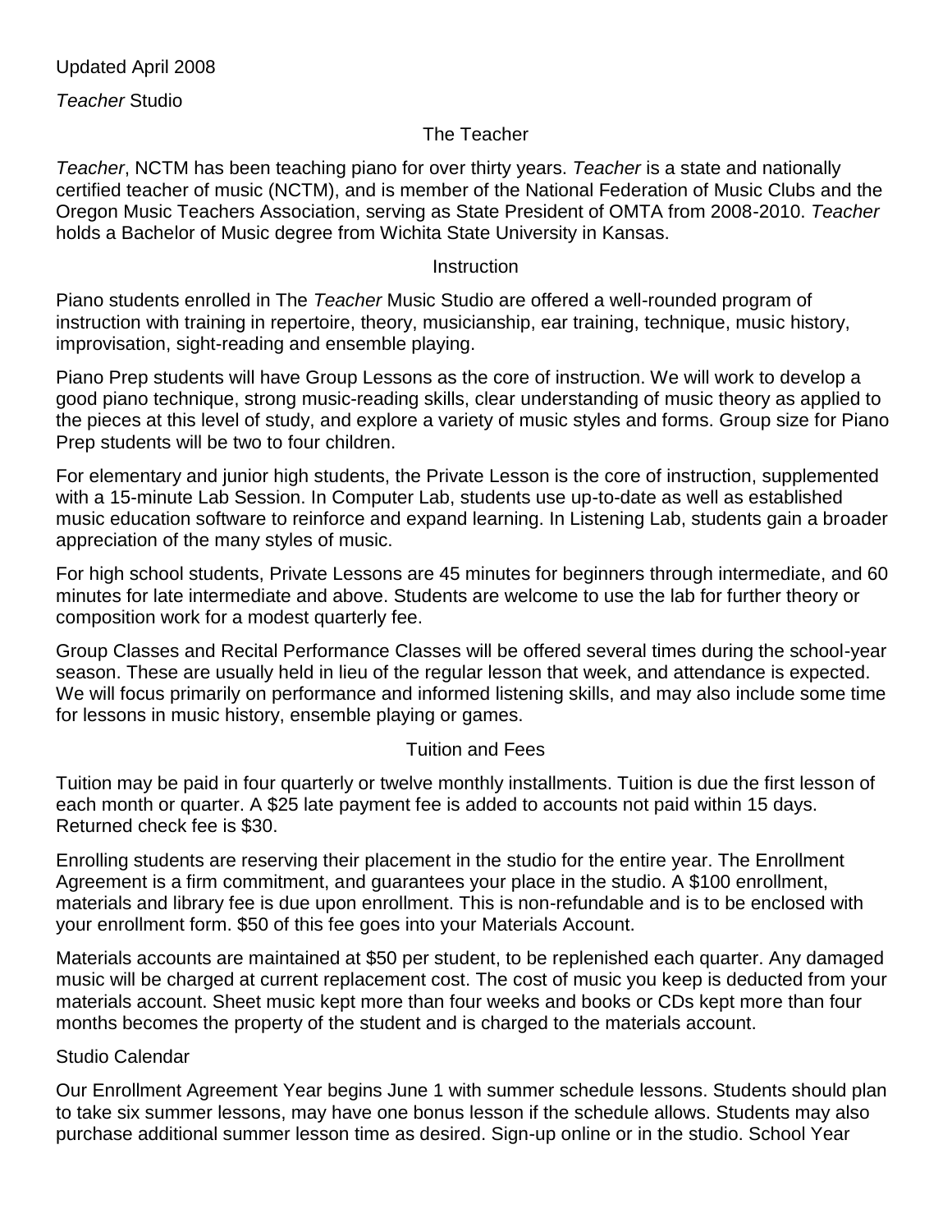Updated April 2008

*Teacher* Studio

## The Teacher

*Teacher*, NCTM has been teaching piano for over thirty years. *Teacher* is a state and nationally certified teacher of music (NCTM), and is member of the National Federation of Music Clubs and the Oregon Music Teachers Association, serving as State President of OMTA from 2008-2010. *Teacher* holds a Bachelor of Music degree from Wichita State University in Kansas.

## Instruction

Piano students enrolled in The *Teacher* Music Studio are offered a well-rounded program of instruction with training in repertoire, theory, musicianship, ear training, technique, music history, improvisation, sight-reading and ensemble playing.

Piano Prep students will have Group Lessons as the core of instruction. We will work to develop a good piano technique, strong music-reading skills, clear understanding of music theory as applied to the pieces at this level of study, and explore a variety of music styles and forms. Group size for Piano Prep students will be two to four children.

For elementary and junior high students, the Private Lesson is the core of instruction, supplemented with a 15-minute Lab Session. In Computer Lab, students use up-to-date as well as established music education software to reinforce and expand learning. In Listening Lab, students gain a broader appreciation of the many styles of music.

For high school students, Private Lessons are 45 minutes for beginners through intermediate, and 60 minutes for late intermediate and above. Students are welcome to use the lab for further theory or composition work for a modest quarterly fee.

Group Classes and Recital Performance Classes will be offered several times during the school-year season. These are usually held in lieu of the regular lesson that week, and attendance is expected. We will focus primarily on performance and informed listening skills, and may also include some time for lessons in music history, ensemble playing or games.

## Tuition and Fees

Tuition may be paid in four quarterly or twelve monthly installments. Tuition is due the first lesson of each month or quarter. A $25 late payment fee is added to accounts not paid within 15 days. Returned check fee is $30.

Enrolling students are reserving their placement in the studio for the entire year. The Enrollment Agreement is a firm commitment, and guarantees your place in the studio. A $100 enrollment, materials and library fee is due upon enrollment. This is non-refundable and is to be enclosed with your enrollment form. $50 of this fee goes into your Materials Account.

Materials accounts are maintained at $50 per student, to be replenished each quarter. Any damaged music will be charged at current replacement cost. The cost of music you keep is deducted from your materials account. Sheet music kept more than four weeks and books or CDs kept more than four months becomes the property of the student and is charged to the materials account.

## Studio Calendar

Our Enrollment Agreement Year begins June 1 with summer schedule lessons. Students should plan to take six summer lessons, may have one bonus lesson if the schedule allows. Students may also purchase additional summer lesson time as desired. Sign-up online or in the studio. School Year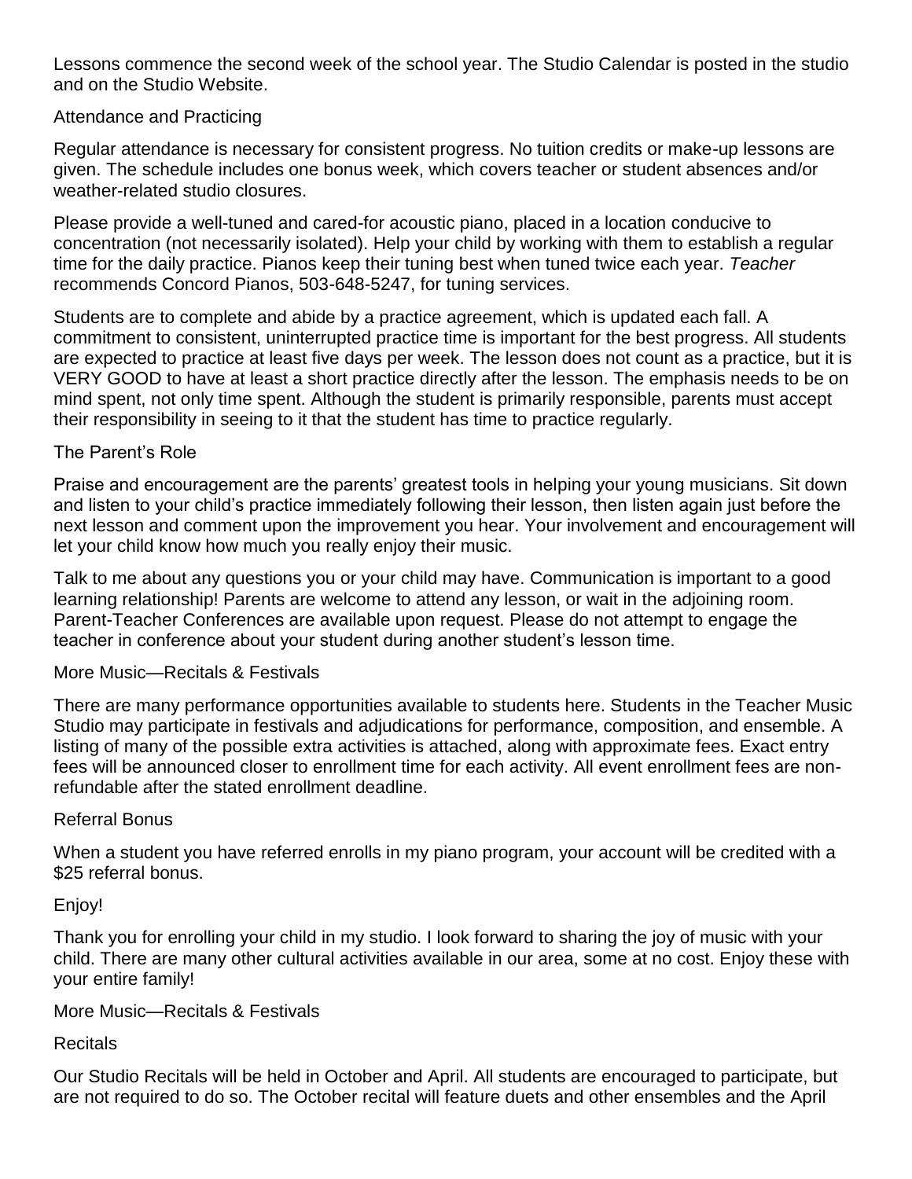Lessons commence the second week of the school year. The Studio Calendar is posted in the studio and on the Studio Website.

## Attendance and Practicing

Regular attendance is necessary for consistent progress. No tuition credits or make-up lessons are given. The schedule includes one bonus week, which covers teacher or student absences and/or weather-related studio closures.

Please provide a well-tuned and cared-for acoustic piano, placed in a location conducive to concentration (not necessarily isolated). Help your child by working with them to establish a regular time for the daily practice. Pianos keep their tuning best when tuned twice each year. *Teacher* recommends Concord Pianos, 503-648-5247, for tuning services.

Students are to complete and abide by a practice agreement, which is updated each fall. A commitment to consistent, uninterrupted practice time is important for the best progress. All students are expected to practice at least five days per week. The lesson does not count as a practice, but it is VERY GOOD to have at least a short practice directly after the lesson. The emphasis needs to be on mind spent, not only time spent. Although the student is primarily responsible, parents must accept their responsibility in seeing to it that the student has time to practice regularly.

## The Parent's Role

Praise and encouragement are the parents' greatest tools in helping your young musicians. Sit down and listen to your child's practice immediately following their lesson, then listen again just before the next lesson and comment upon the improvement you hear. Your involvement and encouragement will let your child know how much you really enjoy their music.

Talk to me about any questions you or your child may have. Communication is important to a good learning relationship! Parents are welcome to attend any lesson, or wait in the adjoining room. Parent-Teacher Conferences are available upon request. Please do not attempt to engage the teacher in conference about your student during another student's lesson time.

## More Music—Recitals & Festivals

There are many performance opportunities available to students here. Students in the Teacher Music Studio may participate in festivals and adjudications for performance, composition, and ensemble. A listing of many of the possible extra activities is attached, along with approximate fees. Exact entry fees will be announced closer to enrollment time for each activity. All event enrollment fees are non-refundable after the stated enrollment deadline.

## Referral Bonus

When a student you have referred enrolls in my piano program, your account will be credited with a $25 referral bonus.

## Enjoy!

Thank you for enrolling your child in my studio. I look forward to sharing the joy of music with your child. There are many other cultural activities available in our area, some at no cost. Enjoy these with your entire family!

## More Music—Recitals & Festivals

### Recitals

Our Studio Recitals will be held in October and April. All students are encouraged to participate, but are not required to do so. The October recital will feature duets and other ensembles and the April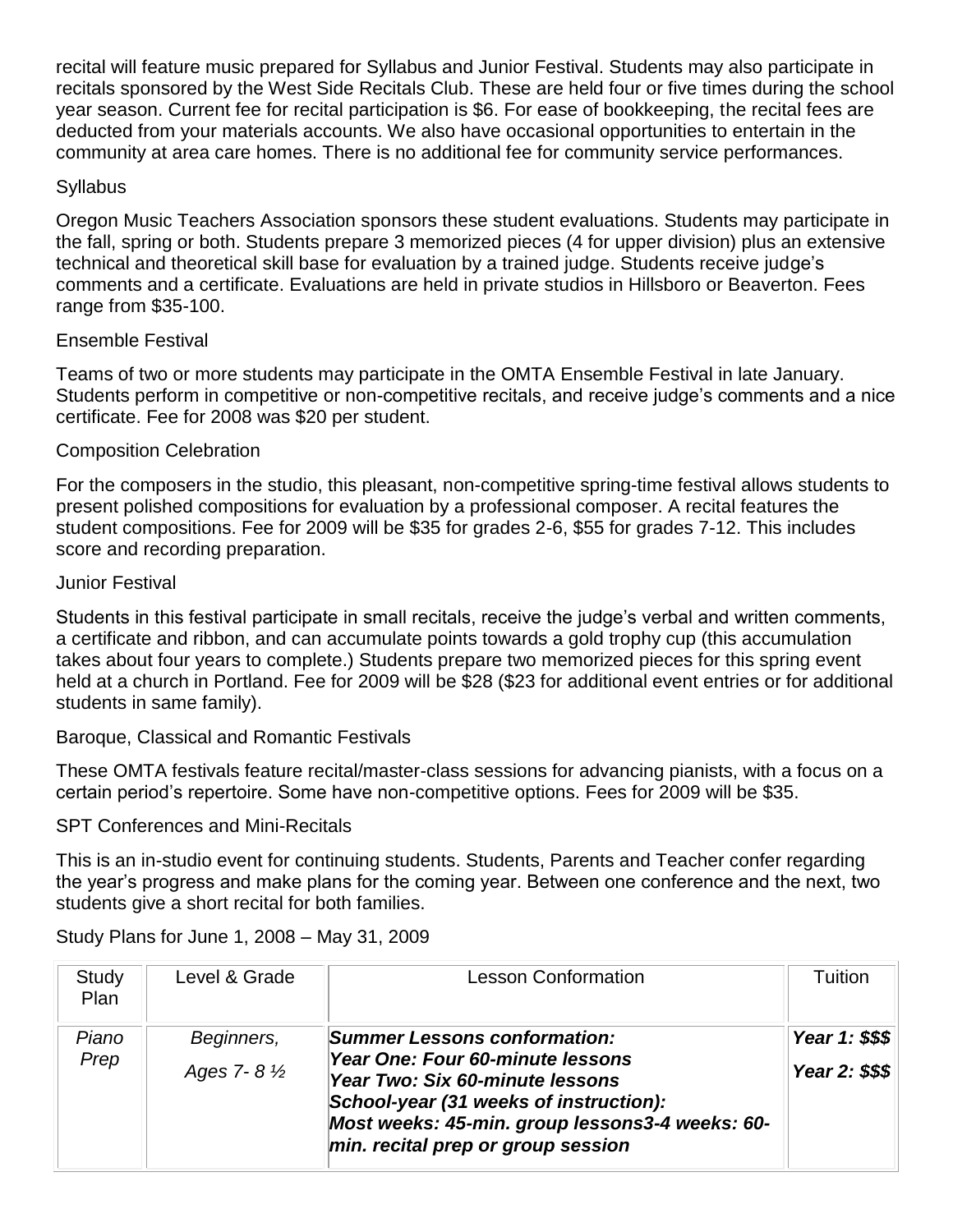recital will feature music prepared for Syllabus and Junior Festival. Students may also participate in recitals sponsored by the West Side Recitals Club. These are held four or five times during the school year season. Current fee for recital participation is $6. For ease of bookkeeping, the recital fees are deducted from your materials accounts. We also have occasional opportunities to entertain in the community at area care homes. There is no additional fee for community service performances.

### Syllabus

Oregon Music Teachers Association sponsors these student evaluations. Students may participate in the fall, spring or both. Students prepare 3 memorized pieces (4 for upper division) plus an extensive technical and theoretical skill base for evaluation by a trained judge. Students receive judge's comments and a certificate. Evaluations are held in private studios in Hillsboro or Beaverton. Fees range from $35-100.

### Ensemble Festival

Teams of two or more students may participate in the OMTA Ensemble Festival in late January. Students perform in competitive or non-competitive recitals, and receive judge's comments and a nice certificate. Fee for 2008 was $20 per student.

### Composition Celebration

For the composers in the studio, this pleasant, non-competitive spring-time festival allows students to present polished compositions for evaluation by a professional composer. A recital features the student compositions. Fee for 2009 will be $35 for grades 2-6, $55 for grades 7-12. This includes score and recording preparation.

### Junior Festival

Students in this festival participate in small recitals, receive the judge's verbal and written comments, a certificate and ribbon, and can accumulate points towards a gold trophy cup (this accumulation takes about four years to complete.) Students prepare two memorized pieces for this spring event held at a church in Portland. Fee for 2009 will be $28 ($23 for additional event entries or for additional students in same family).

### Baroque, Classical and Romantic Festivals

These OMTA festivals feature recital/master-class sessions for advancing pianists, with a focus on a certain period's repertoire. Some have non-competitive options. Fees for 2009 will be $35.

### SPT Conferences and Mini-Recitals

This is an in-studio event for continuing students. Students, Parents and Teacher confer regarding the year's progress and make plans for the coming year. Between one conference and the next, two students give a short recital for both families.

Study Plans for June 1, 2008 – May 31, 2009

| Study Plan | Level & Grade | Lesson Conformation | Tuition |
|---|---|---|---|
| *Piano Prep* | *Beginners,*<br>*Ages 7- 8 ½* | ***Summer Lessons conformation:***<br>***Year One: Four 60-minute lessons***<br>***Year Two: Six 60-minute lessons***<br>***School-year (31 weeks of instruction):***<br>***Most weeks: 45-min. group lessons3-4 weeks: 60-min. recital prep or group session*** | ***Year 1: $$$***<br>***Year 2: $$$*** |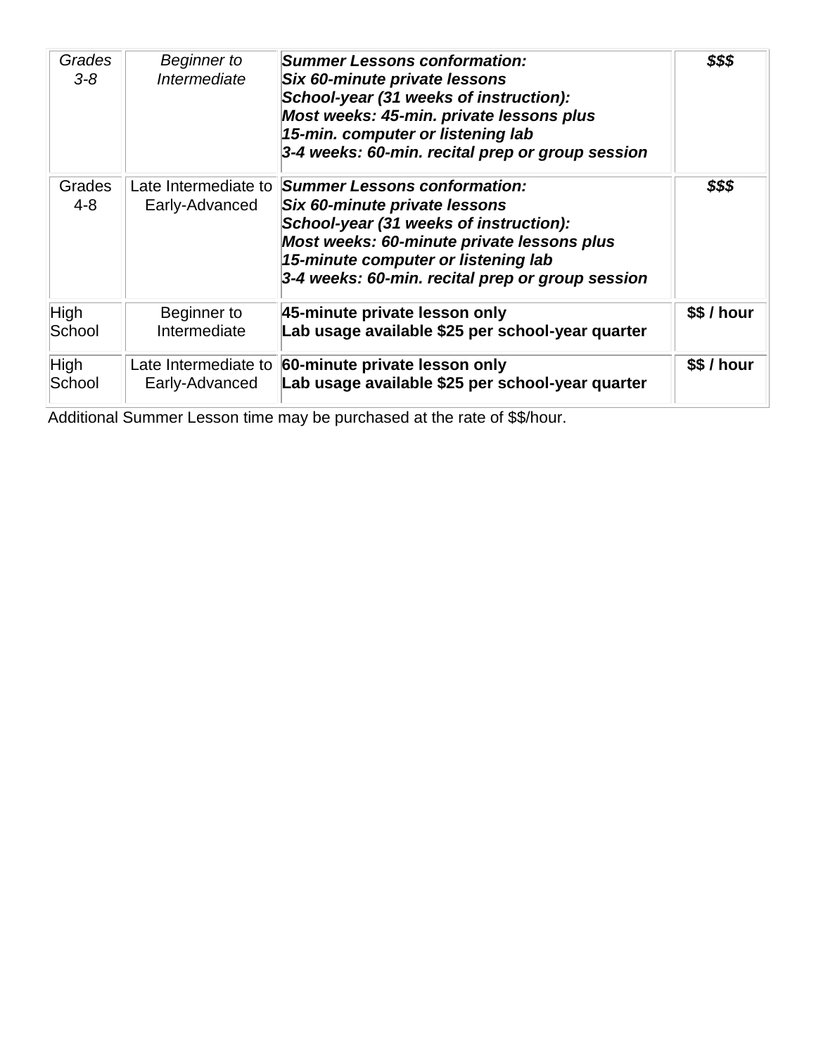| | | | |
|---|---|---|---|
| *Grades 3-8* | *Beginner to Intermediate* | ***Summer Lessons conformation:*** <br> ***Six 60-minute private lessons*** <br> ***School-year (31 weeks of instruction):*** <br> ***Most weeks: 45-min. private lessons plus*** <br> ***15-min. computer or listening lab*** <br> ***3-4 weeks: 60-min. recital prep or group session*** | ***$$$*** |
| Grades 4-8 | Late Intermediate to Early-Advanced | ***Summer Lessons conformation:*** <br> ***Six 60-minute private lessons*** <br> ***School-year (31 weeks of instruction):*** <br> ***Most weeks: 60-minute private lessons plus*** <br> ***15-minute computer or listening lab*** <br> ***3-4 weeks: 60-min. recital prep or group session*** | ***$$$*** |
| High School | Beginner to Intermediate | **45-minute private lesson only** <br> **Lab usage available $25 per school-year quarter** | **$$ / hour** |
| High School | Late Intermediate to Early-Advanced | **60-minute private lesson only** <br> **Lab usage available $25 per school-year quarter** | **$$ / hour** |

Additional Summer Lesson time may be purchased at the rate of $$/hour.